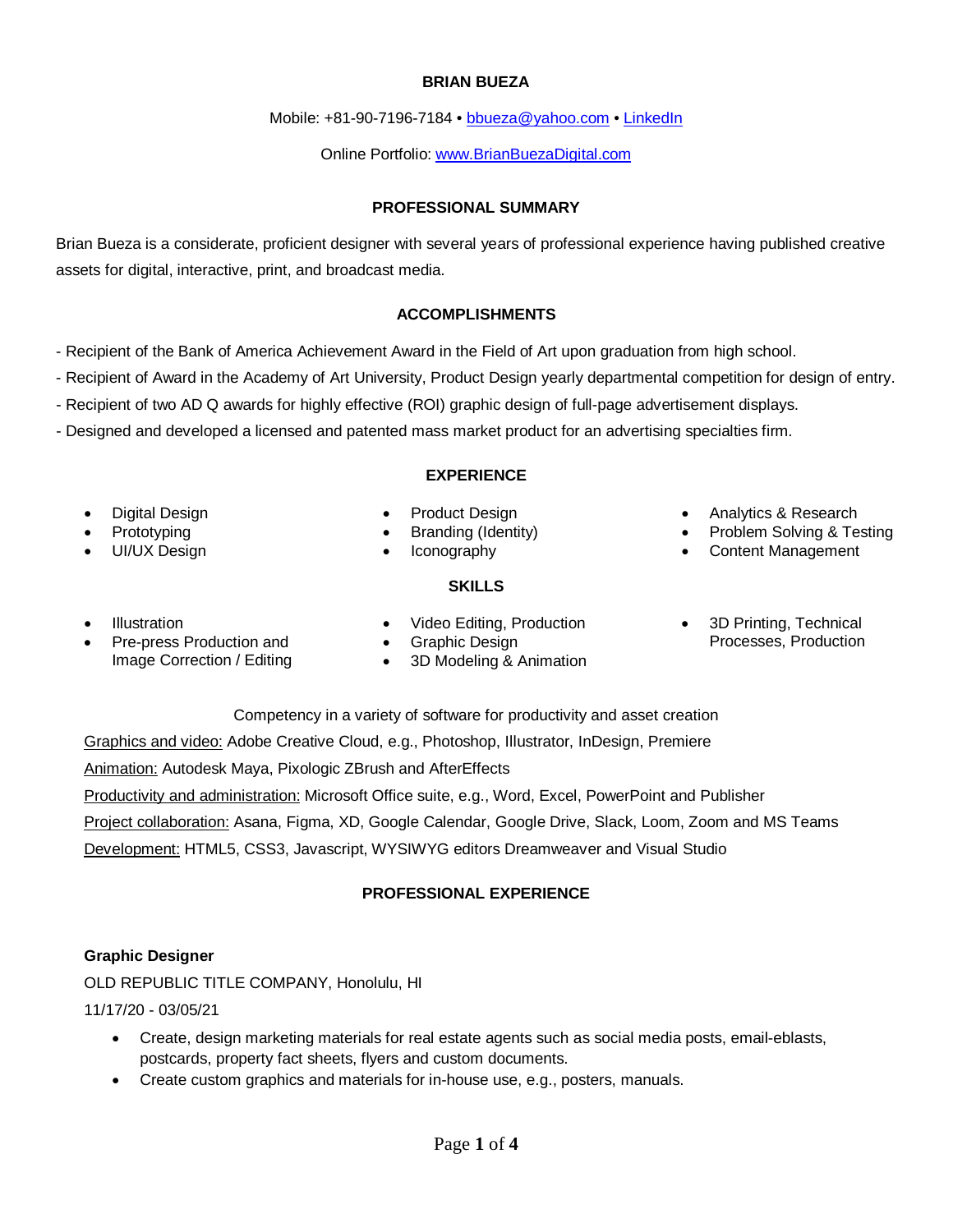# BRIAN BUEZA

Mobile: +81-90-7196-7184 • bbueza@yahoo.com • LinkedIn

Online Portfolio: www.BrianBuezaDigital.com

## PROFESSIONAL SUMMARY

Brian Bueza is a considerate, proficient designer with several years of professional experience having published creative assets for digital, interactive, print, and broadcast media.

## ACCOMPLISHMENTS

- Recipient of the Bank of America Achievement Award in the Field of Art upon graduation from high school.
- Recipient of Award in the Academy of Art University, Product Design yearly departmental competition for design of entry.
- Recipient of two AD Q awards for highly effective (ROI) graphic design of full-page advertisement displays.
- Designed and developed a licensed and patented mass market product for an advertising specialties firm.

## EXPERIENCE

- Digital Design
- Prototyping
- UI/UX Design
- Product Design
- Branding (Identity)
- Iconography
- Analytics & Research
- Problem Solving & Testing
- Content Management

## SKILLS

- Illustration
- Pre-press Production and Image Correction / Editing
- Video Editing, Production
- Graphic Design
- 3D Modeling & Animation
- 3D Printing, Technical Processes, Production

Competency in a variety of software for productivity and asset creation

Graphics and video: Adobe Creative Cloud, e.g., Photoshop, Illustrator, InDesign, Premiere

Animation: Autodesk Maya, Pixologic ZBrush and AfterEffects

Productivity and administration: Microsoft Office suite, e.g., Word, Excel, PowerPoint and Publisher

Project collaboration: Asana, Figma, XD, Google Calendar, Google Drive, Slack, Loom, Zoom and MS Teams

Development: HTML5, CSS3, Javascript, WYSIWYG editors Dreamweaver and Visual Studio

## PROFESSIONAL EXPERIENCE

### Graphic Designer

OLD REPUBLIC TITLE COMPANY, Honolulu, HI

11/17/20 - 03/05/21

- Create, design marketing materials for real estate agents such as social media posts, email-eblasts, postcards, property fact sheets, flyers and custom documents.
- Create custom graphics and materials for in-house use, e.g., posters, manuals.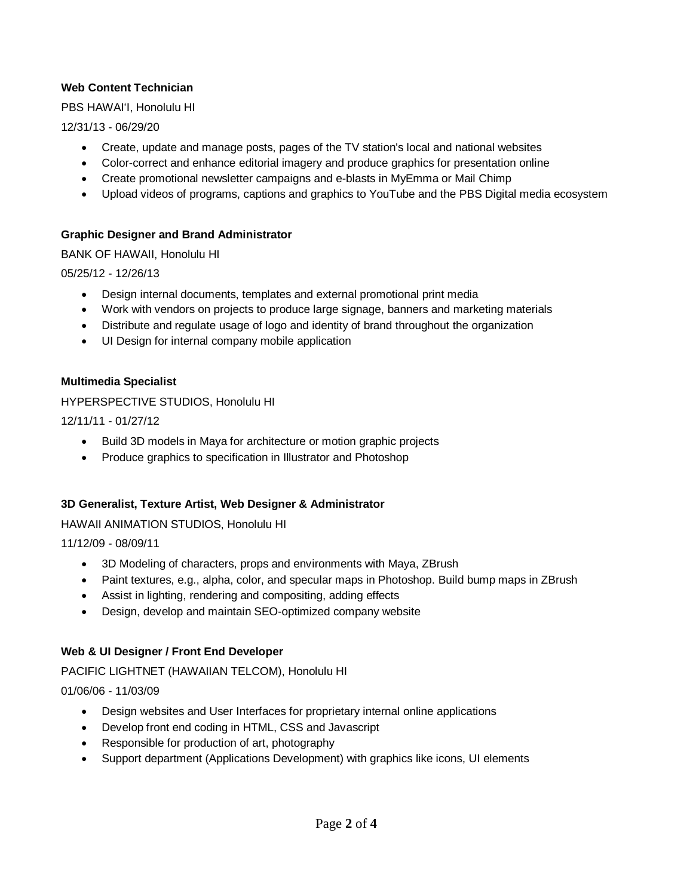**Web Content Technician**

PBS HAWAIʻI, Honolulu HI

12/31/13 - 06/29/20

- Create, update and manage posts, pages of the TV station's local and national websites
- Color-correct and enhance editorial imagery and produce graphics for presentation online
- Create promotional newsletter campaigns and e-blasts in MyEmma or Mail Chimp
- Upload videos of programs, captions and graphics to YouTube and the PBS Digital media ecosystem

**Graphic Designer and Brand Administrator**

BANK OF HAWAII, Honolulu HI

05/25/12 - 12/26/13

- Design internal documents, templates and external promotional print media
- Work with vendors on projects to produce large signage, banners and marketing materials
- Distribute and regulate usage of logo and identity of brand throughout the organization
- UI Design for internal company mobile application

**Multimedia Specialist**

HYPERSPECTIVE STUDIOS, Honolulu HI

12/11/11 - 01/27/12

- Build 3D models in Maya for architecture or motion graphic projects
- Produce graphics to specification in Illustrator and Photoshop

**3D Generalist, Texture Artist, Web Designer & Administrator**

HAWAII ANIMATION STUDIOS, Honolulu HI

11/12/09 - 08/09/11

- 3D Modeling of characters, props and environments with Maya, ZBrush
- Paint textures, e.g., alpha, color, and specular maps in Photoshop. Build bump maps in ZBrush
- Assist in lighting, rendering and compositing, adding effects
- Design, develop and maintain SEO-optimized company website

**Web & UI Designer / Front End Developer**

PACIFIC LIGHTNET (HAWAIIAN TELCOM), Honolulu HI

01/06/06 - 11/03/09

- Design websites and User Interfaces for proprietary internal online applications
- Develop front end coding in HTML, CSS and Javascript
- Responsible for production of art, photography
- Support department (Applications Development) with graphics like icons, UI elements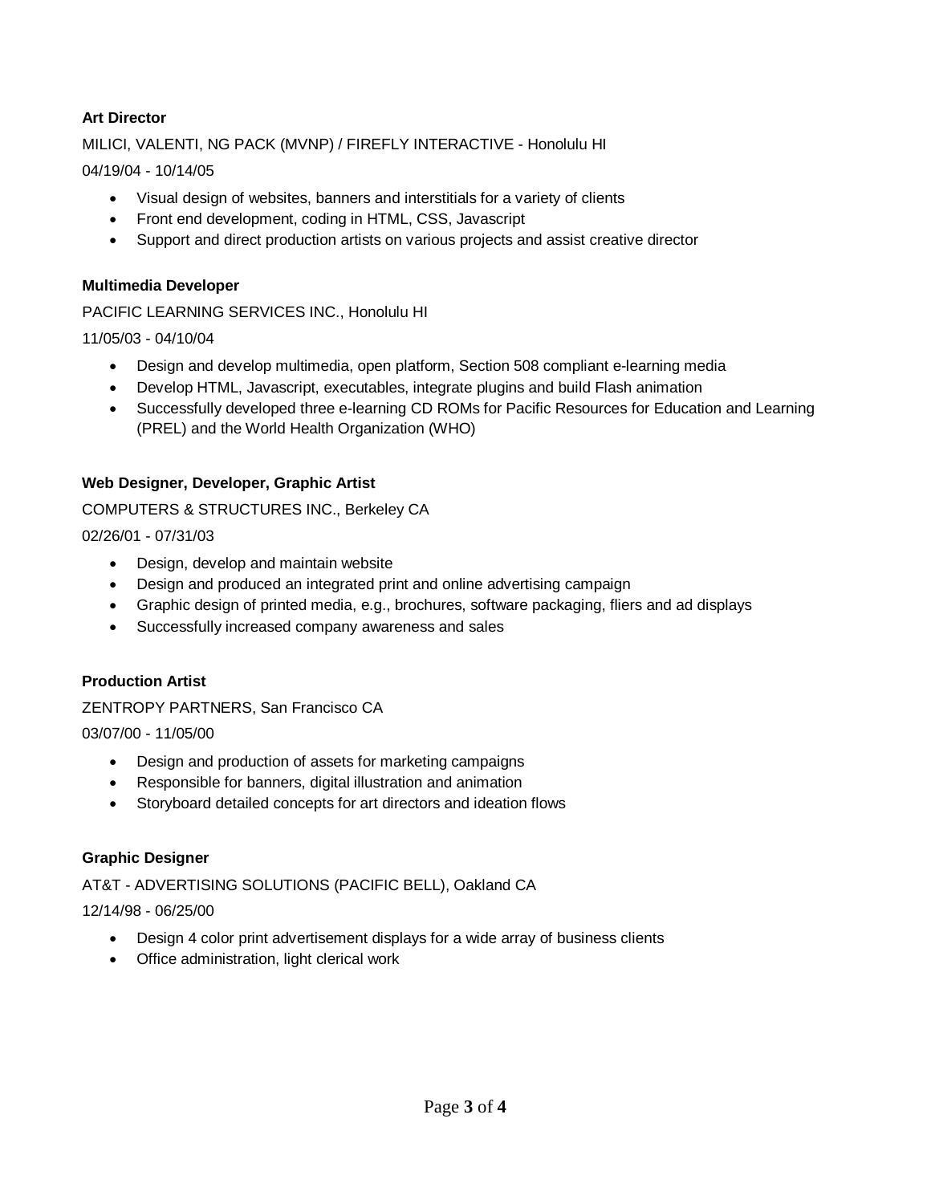**Art Director**

MILICI, VALENTI, NG PACK (MVNP) / FIREFLY INTERACTIVE - Honolulu HI

04/19/04 - 10/14/05

- Visual design of websites, banners and interstitials for a variety of clients
- Front end development, coding in HTML, CSS, Javascript
- Support and direct production artists on various projects and assist creative director

**Multimedia Developer**

PACIFIC LEARNING SERVICES INC., Honolulu HI

11/05/03 - 04/10/04

- Design and develop multimedia, open platform, Section 508 compliant e-learning media
- Develop HTML, Javascript, executables, integrate plugins and build Flash animation
- Successfully developed three e-learning CD ROMs for Pacific Resources for Education and Learning (PREL) and the World Health Organization (WHO)

**Web Designer, Developer, Graphic Artist**

COMPUTERS & STRUCTURES INC., Berkeley CA

02/26/01 - 07/31/03

- Design, develop and maintain website
- Design and produced an integrated print and online advertising campaign
- Graphic design of printed media, e.g., brochures, software packaging, fliers and ad displays
- Successfully increased company awareness and sales

**Production Artist**

ZENTROPY PARTNERS, San Francisco CA

03/07/00 - 11/05/00

- Design and production of assets for marketing campaigns
- Responsible for banners, digital illustration and animation
- Storyboard detailed concepts for art directors and ideation flows

**Graphic Designer**

AT&T - ADVERTISING SOLUTIONS (PACIFIC BELL), Oakland CA

12/14/98 - 06/25/00

- Design 4 color print advertisement displays for a wide array of business clients
- Office administration, light clerical work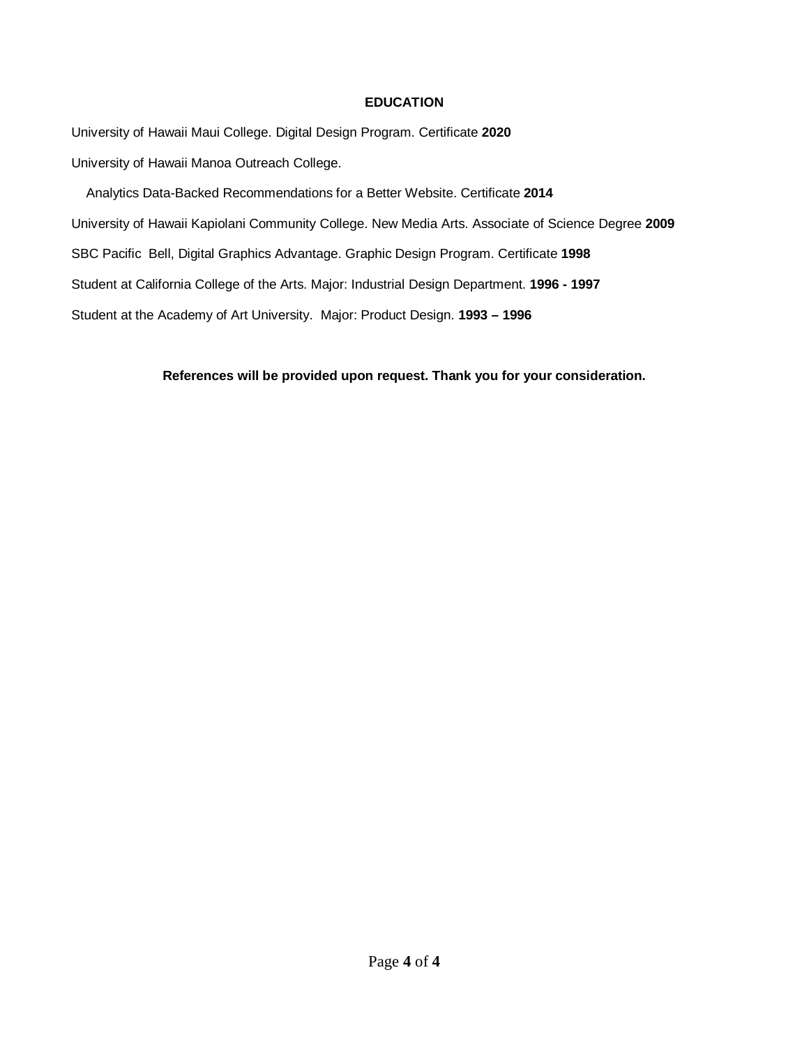## EDUCATION

University of Hawaii Maui College. Digital Design Program. Certificate **2020**

University of Hawaii Manoa Outreach College.

Analytics Data-Backed Recommendations for a Better Website. Certificate **2014**

University of Hawaii Kapiolani Community College. New Media Arts. Associate of Science Degree **2009**

SBC Pacific Bell, Digital Graphics Advantage. Graphic Design Program. Certificate **1998**

Student at California College of the Arts. Major: Industrial Design Department. **1996 - 1997**

Student at the Academy of Art University. Major: Product Design. **1993 – 1996**

**References will be provided upon request. Thank you for your consideration.**